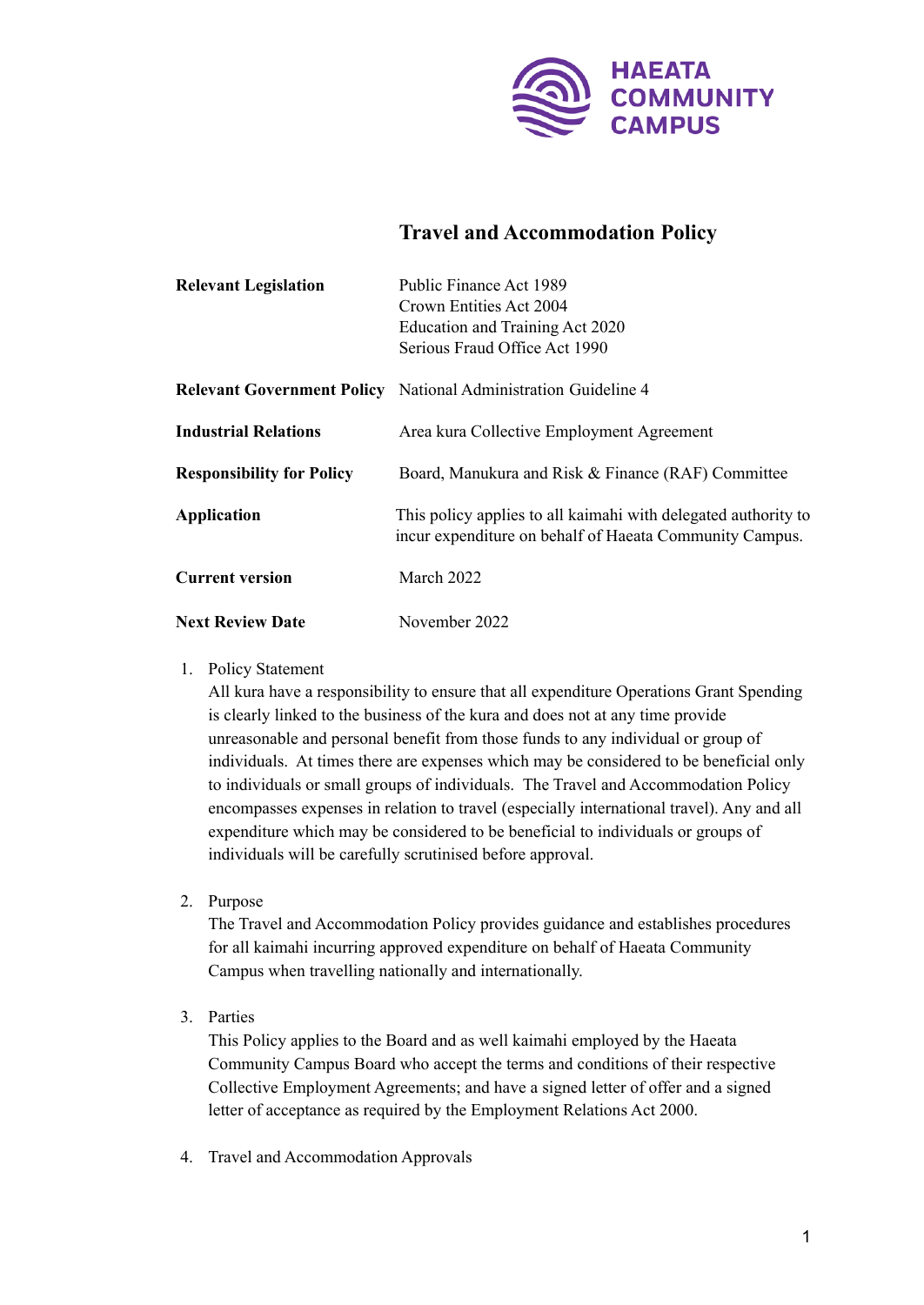HAEATA COMMUNITY CAMPUS

# Travel and Accommodation Policy

| | |
|---|---|
| **Relevant Legislation** | Public Finance Act 1989<br>Crown Entities Act 2004<br>Education and Training Act 2020<br>Serious Fraud Office Act 1990 |
| **Relevant Government Policy** | National Administration Guideline 4 |
| **Industrial Relations** | Area kura Collective Employment Agreement |
| **Responsibility for Policy** | Board, Manukura and Risk & Finance (RAF) Committee |
| **Application** | This policy applies to all kaimahi with delegated authority to incur expenditure on behalf of Haeata Community Campus. |
| **Current version** | March 2022 |
| **Next Review Date** | November 2022 |

1. Policy Statement
   All kura have a responsibility to ensure that all expenditure Operations Grant Spending is clearly linked to the business of the kura and does not at any time provide unreasonable and personal benefit from those funds to any individual or group of individuals. At times there are expenses which may be considered to be beneficial only to individuals or small groups of individuals. The Travel and Accommodation Policy encompasses expenses in relation to travel (especially international travel). Any and all expenditure which may be considered to be beneficial to individuals or groups of individuals will be carefully scrutinised before approval.

2. Purpose
   The Travel and Accommodation Policy provides guidance and establishes procedures for all kaimahi incurring approved expenditure on behalf of Haeata Community Campus when travelling nationally and internationally.

3. Parties
   This Policy applies to the Board and as well kaimahi employed by the Haeata Community Campus Board who accept the terms and conditions of their respective Collective Employment Agreements; and have a signed letter of offer and a signed letter of acceptance as required by the Employment Relations Act 2000.

4. Travel and Accommodation Approvals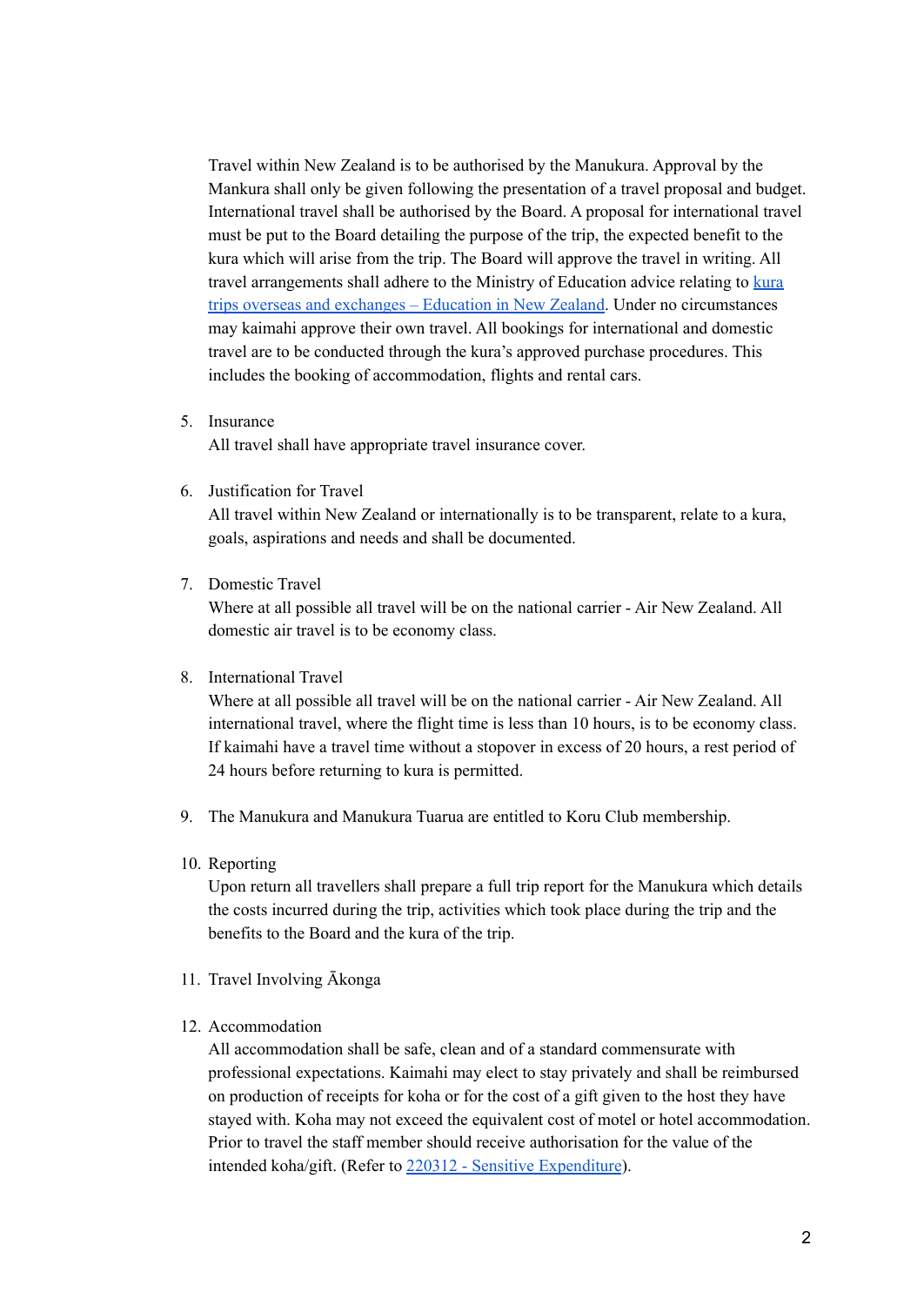Travel within New Zealand is to be authorised by the Manukura. Approval by the Mankura shall only be given following the presentation of a travel proposal and budget. International travel shall be authorised by the Board. A proposal for international travel must be put to the Board detailing the purpose of the trip, the expected benefit to the kura which will arise from the trip. The Board will approve the travel in writing. All travel arrangements shall adhere to the Ministry of Education advice relating to [kura trips overseas and exchanges – Education in New Zealand](). Under no circumstances may kaimahi approve their own travel. All bookings for international and domestic travel are to be conducted through the kura's approved purchase procedures. This includes the booking of accommodation, flights and rental cars.

5. Insurance
   All travel shall have appropriate travel insurance cover.

6. Justification for Travel
   All travel within New Zealand or internationally is to be transparent, relate to a kura, goals, aspirations and needs and shall be documented.

7. Domestic Travel
   Where at all possible all travel will be on the national carrier - Air New Zealand. All domestic air travel is to be economy class.

8. International Travel
   Where at all possible all travel will be on the national carrier - Air New Zealand. All international travel, where the flight time is less than 10 hours, is to be economy class. If kaimahi have a travel time without a stopover in excess of 20 hours, a rest period of 24 hours before returning to kura is permitted.

9. The Manukura and Manukura Tuarua are entitled to Koru Club membership.

10. Reporting
    Upon return all travellers shall prepare a full trip report for the Manukura which details the costs incurred during the trip, activities which took place during the trip and the benefits to the Board and the kura of the trip.

11. Travel Involving Ākonga

12. Accommodation
    All accommodation shall be safe, clean and of a standard commensurate with professional expectations. Kaimahi may elect to stay privately and shall be reimbursed on production of receipts for koha or for the cost of a gift given to the host they have stayed with. Koha may not exceed the equivalent cost of motel or hotel accommodation. Prior to travel the staff member should receive authorisation for the value of the intended koha/gift. (Refer to [220312 - Sensitive Expenditure]()).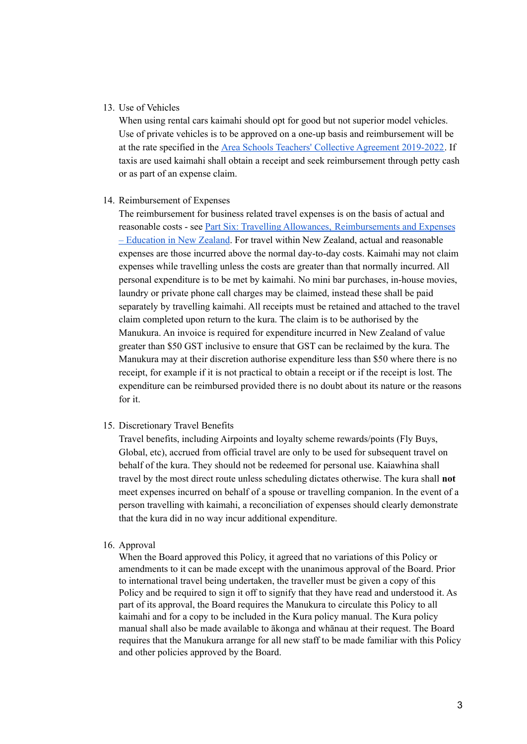13. Use of Vehicles

    When using rental cars kaimahi should opt for good but not superior model vehicles. Use of private vehicles is to be approved on a one-up basis and reimbursement will be at the rate specified in the Area Schools Teachers' Collective Agreement 2019-2022. If taxis are used kaimahi shall obtain a receipt and seek reimbursement through petty cash or as part of an expense claim.

14. Reimbursement of Expenses

    The reimbursement for business related travel expenses is on the basis of actual and reasonable costs - see Part Six: Travelling Allowances, Reimbursements and Expenses – Education in New Zealand. For travel within New Zealand, actual and reasonable expenses are those incurred above the normal day-to-day costs. Kaimahi may not claim expenses while travelling unless the costs are greater than that normally incurred. All personal expenditure is to be met by kaimahi. No mini bar purchases, in-house movies, laundry or private phone call charges may be claimed, instead these shall be paid separately by travelling kaimahi. All receipts must be retained and attached to the travel claim completed upon return to the kura. The claim is to be authorised by the Manukura. An invoice is required for expenditure incurred in New Zealand of value greater than $50 GST inclusive to ensure that GST can be reclaimed by the kura. The Manukura may at their discretion authorise expenditure less than $50 where there is no receipt, for example if it is not practical to obtain a receipt or if the receipt is lost. The expenditure can be reimbursed provided there is no doubt about its nature or the reasons for it.

15. Discretionary Travel Benefits

    Travel benefits, including Airpoints and loyalty scheme rewards/points (Fly Buys, Global, etc), accrued from official travel are only to be used for subsequent travel on behalf of the kura. They should not be redeemed for personal use. Kaiawhina shall travel by the most direct route unless scheduling dictates otherwise. The kura shall **not** meet expenses incurred on behalf of a spouse or travelling companion. In the event of a person travelling with kaimahi, a reconciliation of expenses should clearly demonstrate that the kura did in no way incur additional expenditure.

16. Approval

    When the Board approved this Policy, it agreed that no variations of this Policy or amendments to it can be made except with the unanimous approval of the Board. Prior to international travel being undertaken, the traveller must be given a copy of this Policy and be required to sign it off to signify that they have read and understood it. As part of its approval, the Board requires the Manukura to circulate this Policy to all kaimahi and for a copy to be included in the Kura policy manual. The Kura policy manual shall also be made available to ākonga and whānau at their request. The Board requires that the Manukura arrange for all new staff to be made familiar with this Policy and other policies approved by the Board.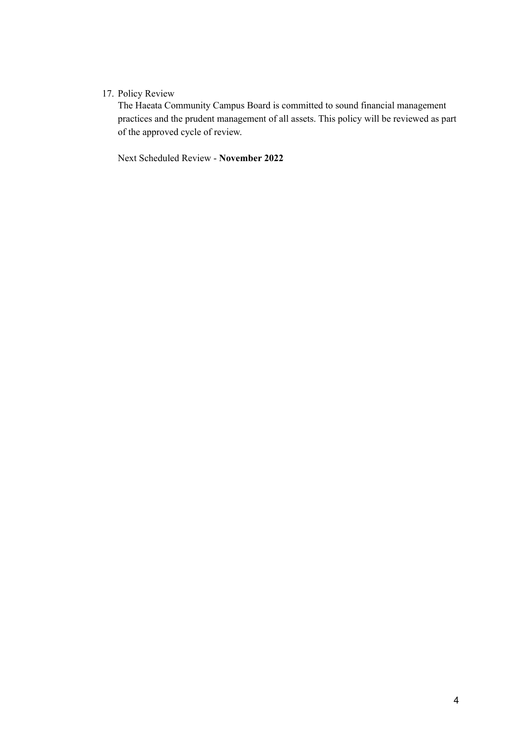17. Policy Review

    The Haeata Community Campus Board is committed to sound financial management practices and the prudent management of all assets. This policy will be reviewed as part of the approved cycle of review.

    Next Scheduled Review - **November 2022**